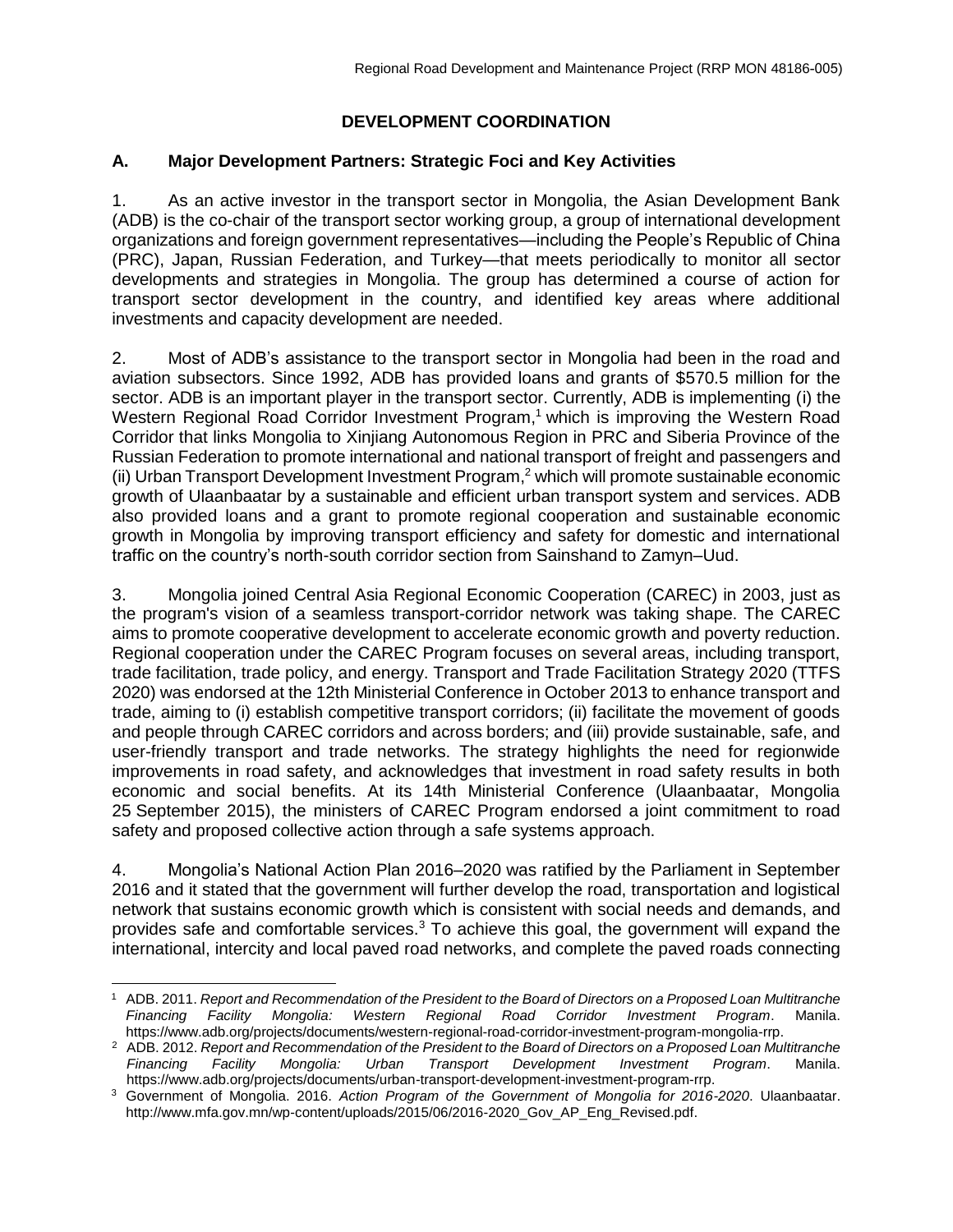# DEVELOPMENT COORDINATION

## A. Major Development Partners: Strategic Foci and Key Activities

1. As an active investor in the transport sector in Mongolia, the Asian Development Bank (ADB) is the co-chair of the transport sector working group, a group of international development organizations and foreign government representatives—including the People's Republic of China (PRC), Japan, Russian Federation, and Turkey—that meets periodically to monitor all sector developments and strategies in Mongolia. The group has determined a course of action for transport sector development in the country, and identified key areas where additional investments and capacity development are needed.

2. Most of ADB's assistance to the transport sector in Mongolia had been in the road and aviation subsectors. Since 1992, ADB has provided loans and grants of $570.5 million for the sector. ADB is an important player in the transport sector. Currently, ADB is implementing (i) the Western Regional Road Corridor Investment Program,[1] which is improving the Western Road Corridor that links Mongolia to Xinjiang Autonomous Region in PRC and Siberia Province of the Russian Federation to promote international and national transport of freight and passengers and (ii) Urban Transport Development Investment Program,[2] which will promote sustainable economic growth of Ulaanbaatar by a sustainable and efficient urban transport system and services. ADB also provided loans and a grant to promote regional cooperation and sustainable economic growth in Mongolia by improving transport efficiency and safety for domestic and international traffic on the country's north-south corridor section from Sainshand to Zamyn–Uud.

3. Mongolia joined Central Asia Regional Economic Cooperation (CAREC) in 2003, just as the program's vision of a seamless transport-corridor network was taking shape. The CAREC aims to promote cooperative development to accelerate economic growth and poverty reduction. Regional cooperation under the CAREC Program focuses on several areas, including transport, trade facilitation, trade policy, and energy. Transport and Trade Facilitation Strategy 2020 (TTFS 2020) was endorsed at the 12th Ministerial Conference in October 2013 to enhance transport and trade, aiming to (i) establish competitive transport corridors; (ii) facilitate the movement of goods and people through CAREC corridors and across borders; and (iii) provide sustainable, safe, and user-friendly transport and trade networks. The strategy highlights the need for regionwide improvements in road safety, and acknowledges that investment in road safety results in both economic and social benefits. At its 14th Ministerial Conference (Ulaanbaatar, Mongolia 25 September 2015), the ministers of CAREC Program endorsed a joint commitment to road safety and proposed collective action through a safe systems approach.

4. Mongolia's National Action Plan 2016–2020 was ratified by the Parliament in September 2016 and it stated that the government will further develop the road, transportation and logistical network that sustains economic growth which is consistent with social needs and demands, and provides safe and comfortable services.[3] To achieve this goal, the government will expand the international, intercity and local paved road networks, and complete the paved roads connecting

---

[1] ADB. 2011. *Report and Recommendation of the President to the Board of Directors on a Proposed Loan Multitranche Financing Facility Mongolia: Western Regional Road Corridor Investment Program*. Manila. https://www.adb.org/projects/documents/western-regional-road-corridor-investment-program-mongolia-rrp.

[2] ADB. 2012. *Report and Recommendation of the President to the Board of Directors on a Proposed Loan Multitranche Financing Facility Mongolia: Urban Transport Development Investment Program*. Manila. https://www.adb.org/projects/documents/urban-transport-development-investment-program-rrp.

[3] Government of Mongolia. 2016. *Action Program of the Government of Mongolia for 2016-2020*. Ulaanbaatar. http://www.mfa.gov.mn/wp-content/uploads/2015/06/2016-2020_Gov_AP_Eng_Revised.pdf.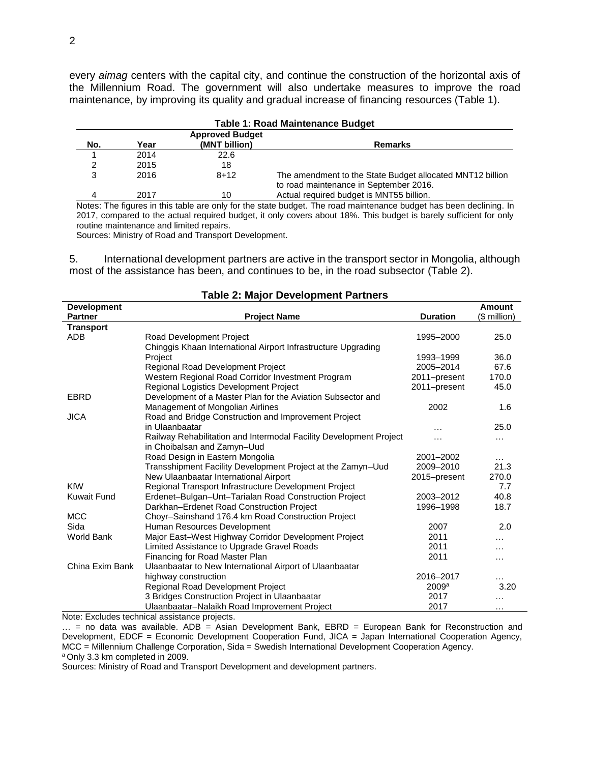every *aimag* centers with the capital city, and continue the construction of the horizontal axis of the Millennium Road. The government will also undertake measures to improve the road maintenance, by improving its quality and gradual increase of financing resources (Table 1).

**Table 1: Road Maintenance Budget**

| No. | Year | Approved Budget (MNT billion) | Remarks |
|---|---|---|---|
| 1 | 2014 | 22.6 | |
| 2 | 2015 | 18 | |
| 3 | 2016 | 8+12 | The amendment to the State Budget allocated MNT12 billion to road maintenance in September 2016. |
| 4 | 2017 | 10 | Actual required budget is MNT55 billion. |

Notes: The figures in this table are only for the state budget. The road maintenance budget has been declining. In 2017, compared to the actual required budget, it only covers about 18%. This budget is barely sufficient for only routine maintenance and limited repairs.
Sources: Ministry of Road and Transport Development.

5. International development partners are active in the transport sector in Mongolia, although most of the assistance has been, and continues to be, in the road subsector (Table 2).

**Table 2: Major Development Partners**

| Development Partner | Project Name | Duration | Amount ($ million) |
|---|---|---|---|
| **Transport** | | | |
| ADB | Road Development Project | 1995–2000 | 25.0 |
| | Chinggis Khaan International Airport Infrastructure Upgrading Project | 1993–1999 | 36.0 |
| | Regional Road Development Project | 2005–2014 | 67.6 |
| | Western Regional Road Corridor Investment Program | 2011–present | 170.0 |
| | Regional Logistics Development Project | 2011–present | 45.0 |
| EBRD | Development of a Master Plan for the Aviation Subsector and Management of Mongolian Airlines | 2002 | 1.6 |
| JICA | Road and Bridge Construction and Improvement Project in Ulaanbaatar | … | 25.0 |
| | Railway Rehabilitation and Intermodal Facility Development Project in Choibalsan and Zamyn–Uud | … | … |
| | Road Design in Eastern Mongolia | 2001–2002 | … |
| | Transshipment Facility Development Project at the Zamyn–Uud | 2009–2010 | 21.3 |
| | New Ulaanbaatar International Airport | 2015–present | 270.0 |
| KfW | Regional Transport Infrastructure Development Project | | 7.7 |
| Kuwait Fund | Erdenet–Bulgan–Unt–Tarialan Road Construction Project | 2003–2012 | 40.8 |
| | Darkhan–Erdenet Road Construction Project | 1996–1998 | 18.7 |
| MCC | Choyr–Sainshand 176.4 km Road Construction Project | | |
| Sida | Human Resources Development | 2007 | 2.0 |
| World Bank | Major East–West Highway Corridor Development Project | 2011 | … |
| | Limited Assistance to Upgrade Gravel Roads | 2011 | … |
| | Financing for Road Master Plan | 2011 | … |
| China Exim Bank | Ulaanbaatar to New International Airport of Ulaanbaatar highway construction | 2016–2017 | … |
| | Regional Road Development Project | 2009[a] | 3.20 |
| | 3 Bridges Construction Project in Ulaanbaatar | 2017 | … |
| | Ulaanbaatar–Nalaikh Road Improvement Project | 2017 | … |

Note: Excludes technical assistance projects.
… = no data was available. ADB = Asian Development Bank, EBRD = European Bank for Reconstruction and Development, EDCF = Economic Development Cooperation Fund, JICA = Japan International Cooperation Agency, MCC = Millennium Challenge Corporation, Sida = Swedish International Development Cooperation Agency.
[a] Only 3.3 km completed in 2009.
Sources: Ministry of Road and Transport Development and development partners.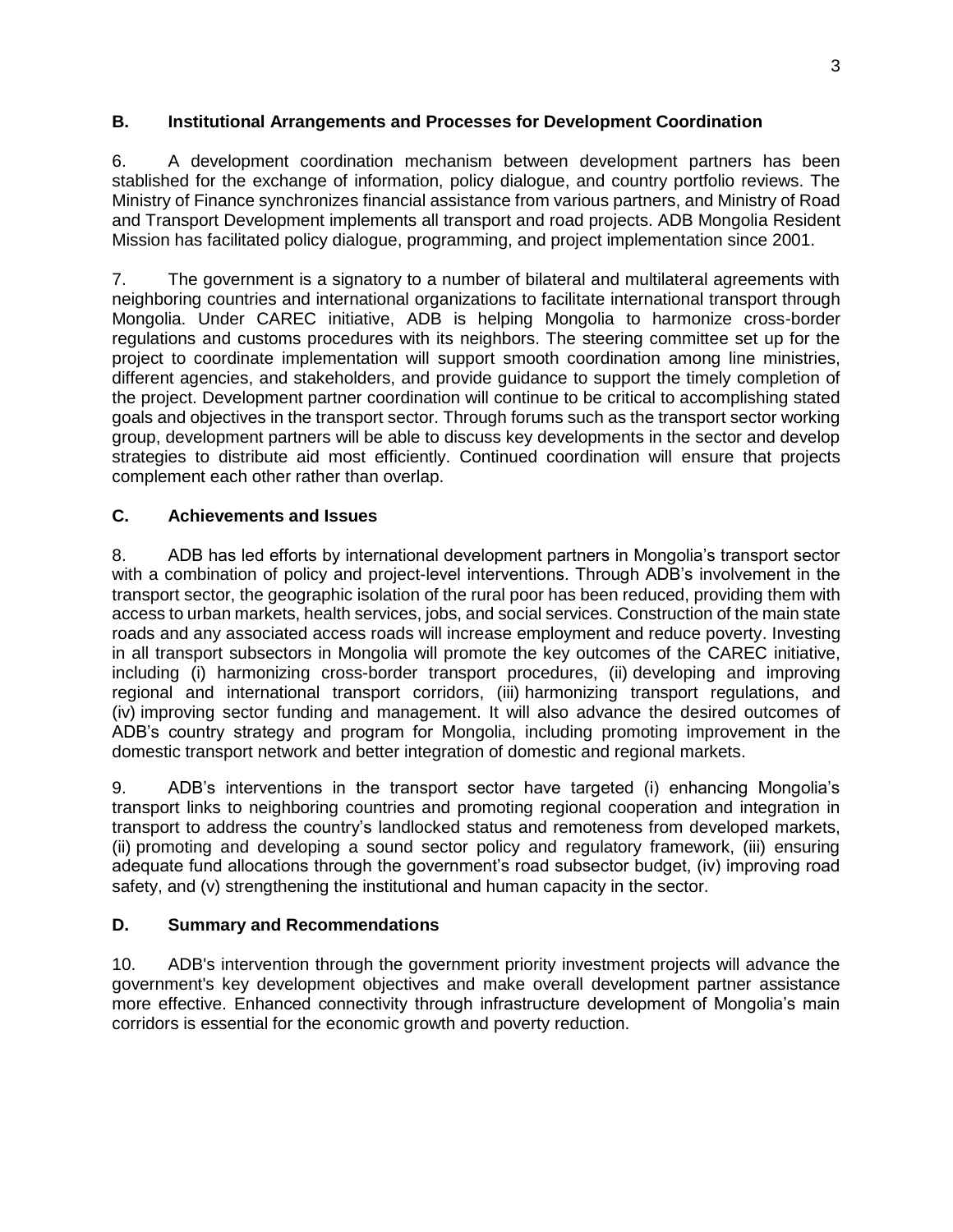## B. Institutional Arrangements and Processes for Development Coordination

6. A development coordination mechanism between development partners has been stablished for the exchange of information, policy dialogue, and country portfolio reviews. The Ministry of Finance synchronizes financial assistance from various partners, and Ministry of Road and Transport Development implements all transport and road projects. ADB Mongolia Resident Mission has facilitated policy dialogue, programming, and project implementation since 2001.

7. The government is a signatory to a number of bilateral and multilateral agreements with neighboring countries and international organizations to facilitate international transport through Mongolia. Under CAREC initiative, ADB is helping Mongolia to harmonize cross-border regulations and customs procedures with its neighbors. The steering committee set up for the project to coordinate implementation will support smooth coordination among line ministries, different agencies, and stakeholders, and provide guidance to support the timely completion of the project. Development partner coordination will continue to be critical to accomplishing stated goals and objectives in the transport sector. Through forums such as the transport sector working group, development partners will be able to discuss key developments in the sector and develop strategies to distribute aid most efficiently. Continued coordination will ensure that projects complement each other rather than overlap.

## C. Achievements and Issues

8. ADB has led efforts by international development partners in Mongolia's transport sector with a combination of policy and project-level interventions. Through ADB's involvement in the transport sector, the geographic isolation of the rural poor has been reduced, providing them with access to urban markets, health services, jobs, and social services. Construction of the main state roads and any associated access roads will increase employment and reduce poverty. Investing in all transport subsectors in Mongolia will promote the key outcomes of the CAREC initiative, including (i) harmonizing cross-border transport procedures, (ii) developing and improving regional and international transport corridors, (iii) harmonizing transport regulations, and (iv) improving sector funding and management. It will also advance the desired outcomes of ADB's country strategy and program for Mongolia, including promoting improvement in the domestic transport network and better integration of domestic and regional markets.

9. ADB's interventions in the transport sector have targeted (i) enhancing Mongolia's transport links to neighboring countries and promoting regional cooperation and integration in transport to address the country's landlocked status and remoteness from developed markets, (ii) promoting and developing a sound sector policy and regulatory framework, (iii) ensuring adequate fund allocations through the government's road subsector budget, (iv) improving road safety, and (v) strengthening the institutional and human capacity in the sector.

## D. Summary and Recommendations

10. ADB's intervention through the government priority investment projects will advance the government's key development objectives and make overall development partner assistance more effective. Enhanced connectivity through infrastructure development of Mongolia's main corridors is essential for the economic growth and poverty reduction.